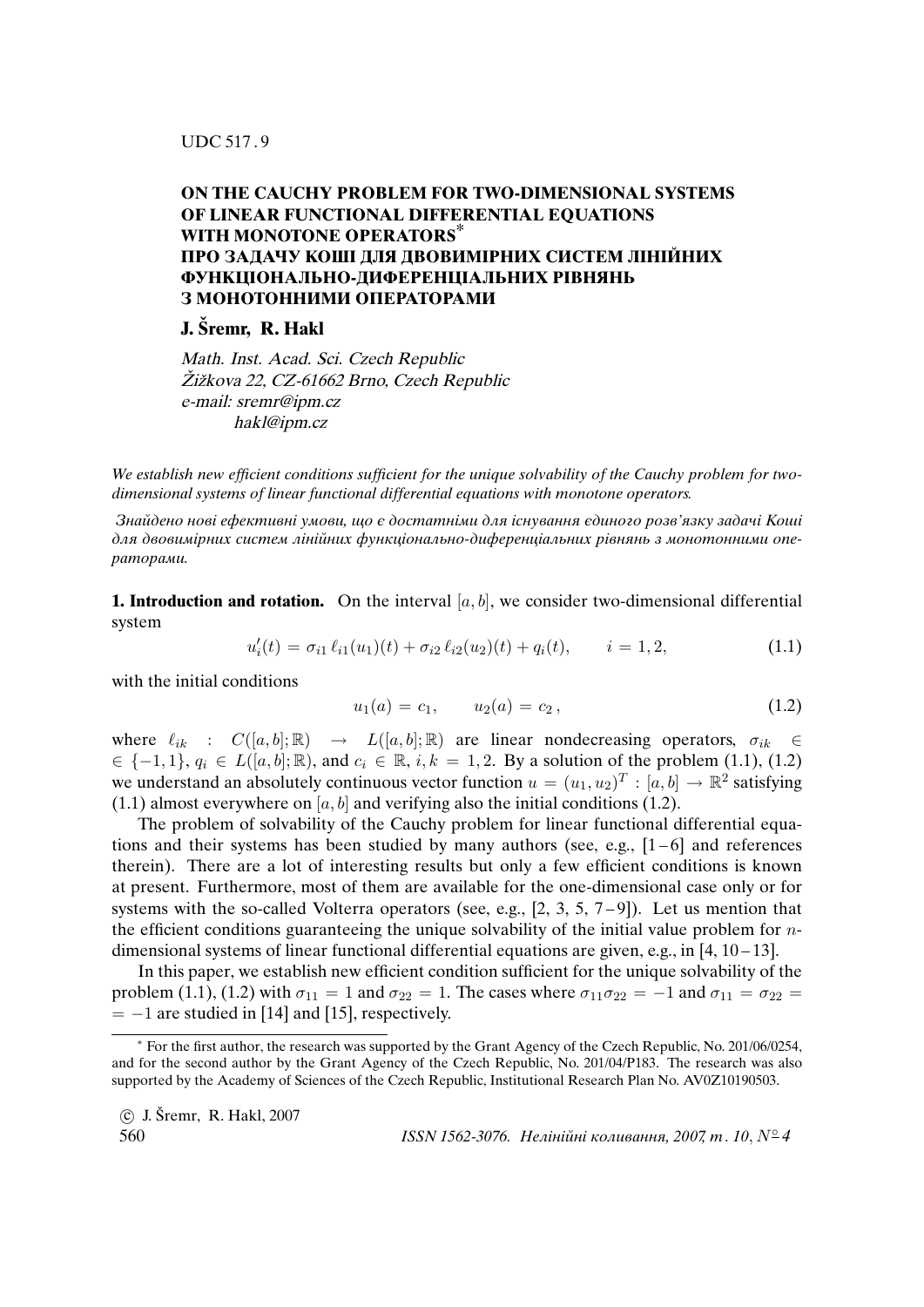UDC 517.9

# ON THE CAUCHY PROBLEM FOR TWO-DIMENSIONAL SYSTEMS OF LINEAR FUNCTIONAL DIFFERENTIAL EQUATIONS WITH MONOTONE OPERATORS*

# ПРО ЗАДАЧУ КОШІ ДЛЯ ДВОВИМІРНИХ СИСТЕМ ЛІНІЙНИХ ФУНКЦІОНАЛЬНО-ДИФЕРЕНЦІАЛЬНИХ РІВНЯНЬ З МОНОТОННИМИ ОПЕРАТОРАМИ

**J. Šremr, R. Hakl**

*Math. Inst. Acad. Sci. Czech Republic*
*Žižkova 22, CZ-61662 Brno, Czech Republic*
*e-mail: sremr@ipm.cz*
*hakl@ipm.cz*

*We establish new efficient conditions sufficient for the unique solvability of the Cauchy problem for two-dimensional systems of linear functional differential equations with monotone operators.*

*Знайдено нові ефективні умови, що є достатніми для існування єдиного розв'язку задачі Коші для двовимірних систем лінійних функціонально-диференціальних рівнянь з монотонними операторами.*

**1. Introduction and rotation.** On the interval $[a, b]$, we consider two-dimensional differential system

$$u_i'(t) = \sigma_{i1}\,\ell_{i1}(u_1)(t) + \sigma_{i2}\,\ell_{i2}(u_2)(t) + q_i(t), \qquad i = 1, 2, \tag{1.1}$$

with the initial conditions

$$u_1(a) = c_1, \qquad u_2(a) = c_2\,, \tag{1.2}$$

where $\ell_{ik} : C([a, b]; \mathbb{R}) \to L([a, b]; \mathbb{R})$ are linear nondecreasing operators, $\sigma_{ik} \in \{-1, 1\}$, $q_i \in L([a, b]; \mathbb{R})$, and $c_i \in \mathbb{R}$, $i, k = 1, 2$. By a solution of the problem (1.1), (1.2) we understand an absolutely continuous vector function $u = (u_1, u_2)^T : [a, b] \to \mathbb{R}^2$ satisfying (1.1) almost everywhere on $[a, b]$ and verifying also the initial conditions (1.2).

The problem of solvability of the Cauchy problem for linear functional differential equations and their systems has been studied by many authors (see, e.g., [1–6] and references therein). There are a lot of interesting results but only a few efficient conditions is known at present. Furthermore, most of them are available for the one-dimensional case only or for systems with the so-called Volterra operators (see, e.g., [2, 3, 5, 7–9]). Let us mention that the efficient conditions guaranteeing the unique solvability of the initial value problem for $n$-dimensional systems of linear functional differential equations are given, e.g., in [4, 10–13].

In this paper, we establish new efficient condition sufficient for the unique solvability of the problem (1.1), (1.2) with $\sigma_{11} = 1$ and $\sigma_{22} = 1$. The cases where $\sigma_{11}\sigma_{22} = -1$ and $\sigma_{11} = \sigma_{22} = -1$ are studied in [14] and [15], respectively.

---

* For the first author, the research was supported by the Grant Agency of the Czech Republic, No. 201/06/0254, and for the second author by the Grant Agency of the Czech Republic, No. 201/04/P183. The research was also supported by the Academy of Sciences of the Czech Republic, Institutional Research Plan No. AV0Z10190503.

© J. Šremr, R. Hakl, 2007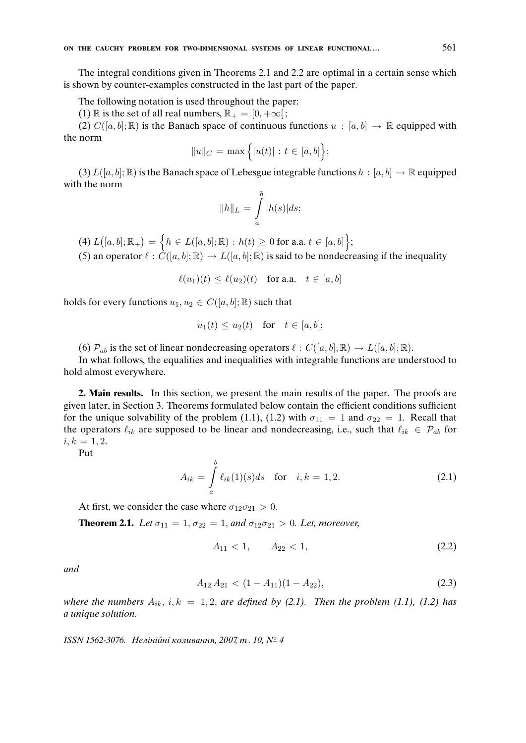The integral conditions given in Theorems 2.1 and 2.2 are optimal in a certain sense which is shown by counter-examples constructed in the last part of the paper.

The following notation is used throughout the paper:

(1) $\mathbb{R}$ is the set of all real numbers, $\mathbb{R}_+ = [0, +\infty[$;

(2) $C([a,b];\mathbb{R})$ is the Banach space of continuous functions $u : [a,b] \to \mathbb{R}$ equipped with the norm

$$\|u\|_C = \max\Big\{|u(t)| : t \in [a,b]\Big\};$$

(3) $L([a,b];\mathbb{R})$ is the Banach space of Lebesgue integrable functions $h : [a,b] \to \mathbb{R}$ equipped with the norm

$$\|h\|_L = \int_a^b |h(s)|ds;$$

(4) $L\big([a,b];\mathbb{R}_+\big) = \Big\{h \in L([a,b];\mathbb{R}) : h(t) \geq 0 \text{ for a.a. } t \in [a,b]\Big\}$;

(5) an operator $\ell : C([a,b];\mathbb{R}) \to L([a,b];\mathbb{R})$ is said to be nondecreasing if the inequality

$$\ell(u_1)(t) \leq \ell(u_2)(t) \quad \text{for a.a.} \quad t \in [a,b]$$

holds for every functions $u_1, u_2 \in C([a,b];\mathbb{R})$ such that

$$u_1(t) \leq u_2(t) \quad \text{for} \quad t \in [a,b];$$

(6) $\mathcal{P}_{ab}$ is the set of linear nondecreasing operators $\ell : C([a,b];\mathbb{R}) \to L([a,b];\mathbb{R})$.

In what follows, the equalities and inequalities with integrable functions are understood to hold almost everywhere.

**2. Main results.** In this section, we present the main results of the paper. The proofs are given later, in Section 3. Theorems formulated below contain the efficient conditions sufficient for the unique solvability of the problem (1.1), (1.2) with $\sigma_{11} = 1$ and $\sigma_{22} = 1$. Recall that the operators $\ell_{ik}$ are supposed to be linear and nondecreasing, i.e., such that $\ell_{ik} \in \mathcal{P}_{ab}$ for $i,k = 1,2$.

Put

$$A_{ik} = \int_a^b \ell_{ik}(1)(s)ds \quad \text{for} \quad i,k = 1,2. \tag{2.1}$$

At first, we consider the case where $\sigma_{12}\sigma_{21} > 0$.

**Theorem 2.1.** *Let $\sigma_{11} = 1$, $\sigma_{22} = 1$, and $\sigma_{12}\sigma_{21} > 0$. Let, moreover,*

$$A_{11} < 1, \qquad A_{22} < 1, \tag{2.2}$$

*and*

$$A_{12}\,A_{21} < (1 - A_{11})(1 - A_{22}), \tag{2.3}$$

*where the numbers $A_{ik}$, $i,k = 1,2$, are defined by (2.1). Then the problem (1.1), (1.2) has a unique solution.*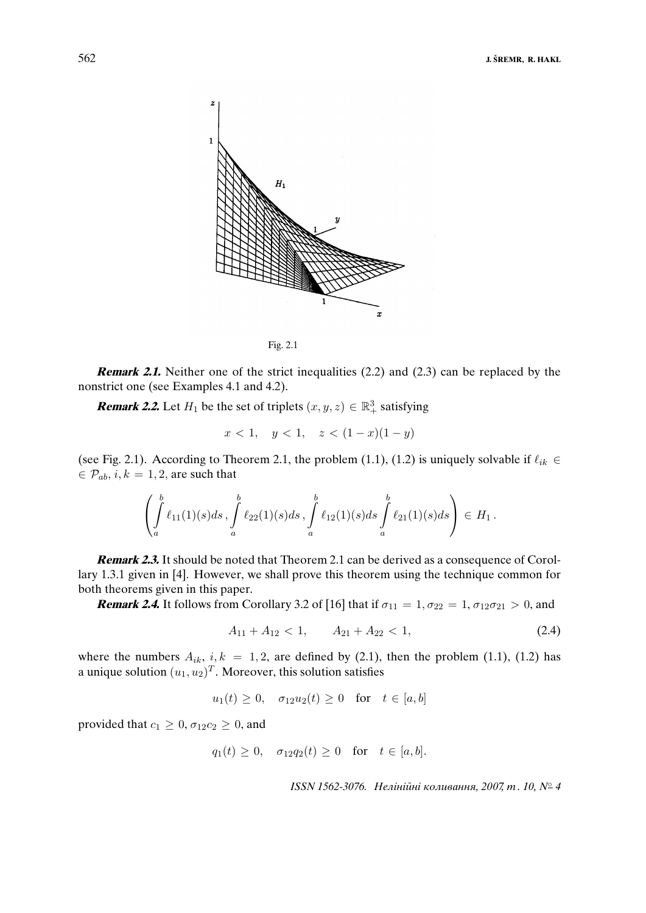Fig. 2.1

***Remark 2.1.*** Neither one of the strict inequalities (2.2) and (2.3) can be replaced by the nonstrict one (see Examples 4.1 and 4.2).

***Remark 2.2.*** Let $H_1$ be the set of triplets $(x, y, z) \in \mathbb{R}_+^3$ satisfying

$$x < 1, \quad y < 1, \quad z < (1 - x)(1 - y)$$

(see Fig. 2.1). According to Theorem 2.1, the problem (1.1), (1.2) is uniquely solvable if $\ell_{ik} \in \mathcal{P}_{ab}$, $i, k = 1, 2$, are such that

$$\left( \int_a^b \ell_{11}(1)(s)ds \, , \int_a^b \ell_{22}(1)(s)ds \, , \int_a^b \ell_{12}(1)(s)ds \int_a^b \ell_{21}(1)(s)ds \right) \in H_1 \, .$$

***Remark 2.3.*** It should be noted that Theorem 2.1 can be derived as a consequence of Corollary 1.3.1 given in [4]. However, we shall prove this theorem using the technique common for both theorems given in this paper.

***Remark 2.4.*** It follows from Corollary 3.2 of [16] that if $\sigma_{11} = 1, \sigma_{22} = 1, \sigma_{12}\sigma_{21} > 0$, and

$$A_{11} + A_{12} < 1, \qquad A_{21} + A_{22} < 1, \tag{2.4}$$

where the numbers $A_{ik}$, $i, k = 1, 2$, are defined by (2.1), then the problem (1.1), (1.2) has a unique solution $(u_1, u_2)^T$. Moreover, this solution satisfies

$$u_1(t) \geq 0, \quad \sigma_{12}u_2(t) \geq 0 \quad \text{for} \quad t \in [a, b]$$

provided that $c_1 \geq 0$, $\sigma_{12}c_2 \geq 0$, and

$$q_1(t) \geq 0, \quad \sigma_{12}q_2(t) \geq 0 \quad \text{for} \quad t \in [a, b].$$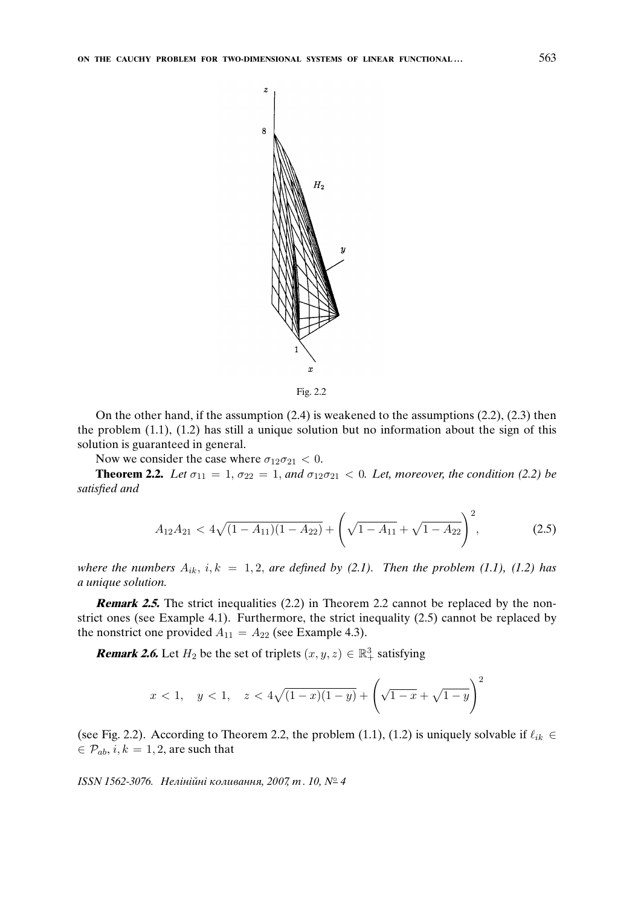Fig. 2.2

On the other hand, if the assumption (2.4) is weakened to the assumptions (2.2), (2.3) then the problem (1.1), (1.2) has still a unique solution but no information about the sign of this solution is guaranteed in general.

Now we consider the case where $\sigma_{12}\sigma_{21} < 0$.

**Theorem 2.2.** *Let $\sigma_{11} = 1$, $\sigma_{22} = 1$, and $\sigma_{12}\sigma_{21} < 0$. Let, moreover, the condition (2.2) be satisfied and*

$$A_{12}A_{21} < 4\sqrt{(1-A_{11})(1-A_{22})} + \left(\sqrt{1-A_{11}} + \sqrt{1-A_{22}}\right)^2, \tag{2.5}$$

*where the numbers $A_{ik}$, $i,k = 1,2$, are defined by (2.1). Then the problem (1.1), (1.2) has a unique solution.*

***Remark 2.5.*** The strict inequalities (2.2) in Theorem 2.2 cannot be replaced by the nonstrict ones (see Example 4.1). Furthermore, the strict inequality (2.5) cannot be replaced by the nonstrict one provided $A_{11} = A_{22}$ (see Example 4.3).

***Remark 2.6.*** Let $H_2$ be the set of triplets $(x,y,z) \in \mathbb{R}^3_+$ satisfying

$$x < 1, \quad y < 1, \quad z < 4\sqrt{(1-x)(1-y)} + \left(\sqrt{1-x} + \sqrt{1-y}\right)^2$$

(see Fig. 2.2). According to Theorem 2.2, the problem (1.1), (1.2) is uniquely solvable if $\ell_{ik} \in \mathcal{P}_{ab}$, $i,k = 1,2$, are such that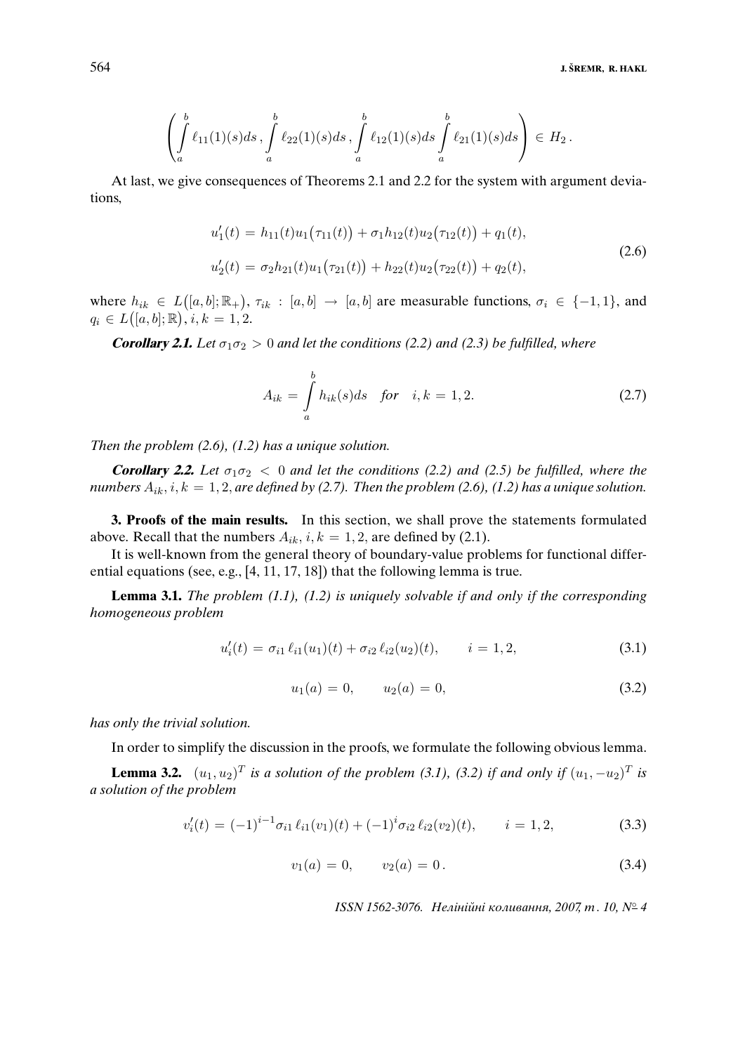$$\left( \int_a^b \ell_{11}(1)(s)ds \,, \int_a^b \ell_{22}(1)(s)ds \,, \int_a^b \ell_{12}(1)(s)ds \int_a^b \ell_{21}(1)(s)ds \right) \in H_2 \,.$$

At last, we give consequences of Theorems 2.1 and 2.2 for the system with argument deviations,

$$\begin{aligned} u_1'(t) &= h_{11}(t)u_1\big(\tau_{11}(t)\big) + \sigma_1 h_{12}(t)u_2\big(\tau_{12}(t)\big) + q_1(t), \\ u_2'(t) &= \sigma_2 h_{21}(t)u_1\big(\tau_{21}(t)\big) + h_{22}(t)u_2\big(\tau_{22}(t)\big) + q_2(t), \end{aligned} \tag{2.6}$$

where $h_{ik} \in L\big([a,b];\mathbb{R}_+\big)$, $\tau_{ik} : [a,b] \to [a,b]$ are measurable functions, $\sigma_i \in \{-1,1\}$, and $q_i \in L\big([a,b];\mathbb{R}\big)$, $i,k = 1,2$.

**Corollary 2.1.** *Let $\sigma_1\sigma_2 > 0$ and let the conditions (2.2) and (2.3) be fulfilled, where*

$$A_{ik} = \int_a^b h_{ik}(s)ds \quad \textit{for} \quad i,k = 1,2. \tag{2.7}$$

*Then the problem (2.6), (1.2) has a unique solution.*

**Corollary 2.2.** *Let $\sigma_1\sigma_2 < 0$ and let the conditions (2.2) and (2.5) be fulfilled, where the numbers $A_{ik}$, $i,k = 1,2$, are defined by (2.7). Then the problem (2.6), (1.2) has a unique solution.*

**3. Proofs of the main results.** In this section, we shall prove the statements formulated above. Recall that the numbers $A_{ik}$, $i,k = 1,2$, are defined by (2.1).

It is well-known from the general theory of boundary-value problems for functional differential equations (see, e.g., [4, 11, 17, 18]) that the following lemma is true.

**Lemma 3.1.** *The problem (1.1), (1.2) is uniquely solvable if and only if the corresponding homogeneous problem*

$$u_i'(t) = \sigma_{i1}\,\ell_{i1}(u_1)(t) + \sigma_{i2}\,\ell_{i2}(u_2)(t), \qquad i = 1,2, \tag{3.1}$$

$$u_1(a) = 0, \qquad u_2(a) = 0, \tag{3.2}$$

*has only the trivial solution.*

In order to simplify the discussion in the proofs, we formulate the following obvious lemma.

**Lemma 3.2.** $(u_1,u_2)^T$ *is a solution of the problem (3.1), (3.2) if and only if $(u_1,-u_2)^T$ is a solution of the problem*

$$v_i'(t) = (-1)^{i-1}\sigma_{i1}\,\ell_{i1}(v_1)(t) + (-1)^{i}\sigma_{i2}\,\ell_{i2}(v_2)(t), \qquad i = 1,2, \tag{3.3}$$

$$v_1(a) = 0, \qquad v_2(a) = 0\,. \tag{3.4}$$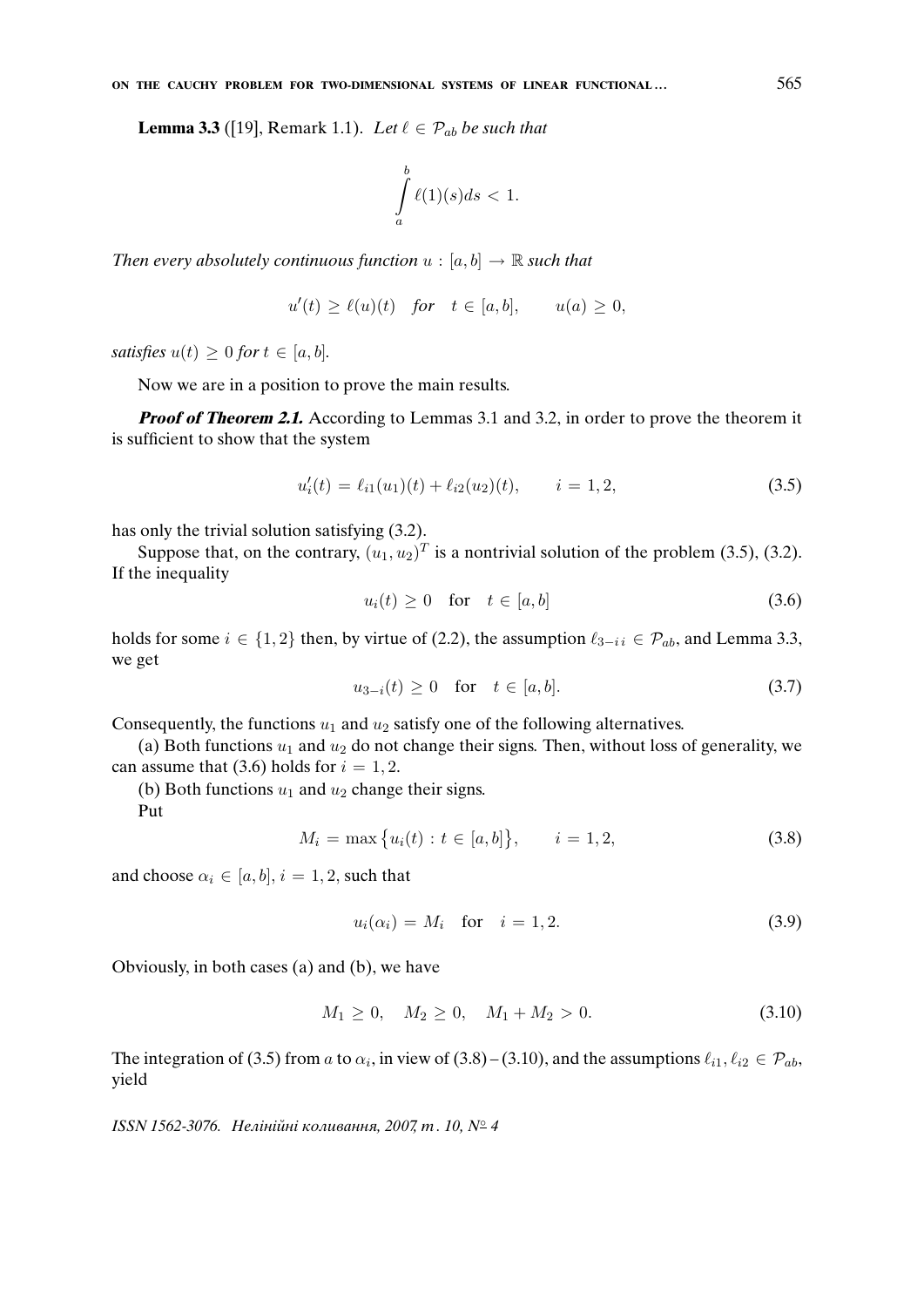**Lemma 3.3** ([19], Remark 1.1). *Let $\ell \in \mathcal{P}_{ab}$ be such that*

$$\int_a^b \ell(1)(s)ds < 1.$$

*Then every absolutely continuous function $u : [a,b] \to \mathbb{R}$ such that*

$$u'(t) \geq \ell(u)(t) \quad \textit{for} \quad t \in [a,b], \qquad u(a) \geq 0,$$

*satisfies $u(t) \geq 0$ for $t \in [a,b]$.*

Now we are in a position to prove the main results.

***Proof of Theorem 2.1.*** According to Lemmas 3.1 and 3.2, in order to prove the theorem it is sufficient to show that the system

$$u_i'(t) = \ell_{i1}(u_1)(t) + \ell_{i2}(u_2)(t), \qquad i = 1, 2, \tag{3.5}$$

has only the trivial solution satisfying (3.2).

Suppose that, on the contrary, $(u_1, u_2)^T$ is a nontrivial solution of the problem (3.5), (3.2). If the inequality

$$u_i(t) \geq 0 \quad \text{for} \quad t \in [a,b] \tag{3.6}$$

holds for some $i \in \{1,2\}$ then, by virtue of (2.2), the assumption $\ell_{3-i\,i} \in \mathcal{P}_{ab}$, and Lemma 3.3, we get

$$u_{3-i}(t) \geq 0 \quad \text{for} \quad t \in [a,b]. \tag{3.7}$$

Consequently, the functions $u_1$ and $u_2$ satisfy one of the following alternatives.

(a) Both functions $u_1$ and $u_2$ do not change their signs. Then, without loss of generality, we can assume that (3.6) holds for $i = 1, 2$.

(b) Both functions $u_1$ and $u_2$ change their signs.

Put

$$M_i = \max\{u_i(t) : t \in [a,b]\}, \qquad i = 1, 2, \tag{3.8}$$

and choose $\alpha_i \in [a,b]$, $i = 1, 2$, such that

$$u_i(\alpha_i) = M_i \quad \text{for} \quad i = 1, 2. \tag{3.9}$$

Obviously, in both cases (a) and (b), we have

$$M_1 \geq 0, \quad M_2 \geq 0, \quad M_1 + M_2 > 0. \tag{3.10}$$

The integration of (3.5) from $a$ to $\alpha_i$, in view of (3.8) – (3.10), and the assumptions $\ell_{i1}, \ell_{i2} \in \mathcal{P}_{ab}$, yield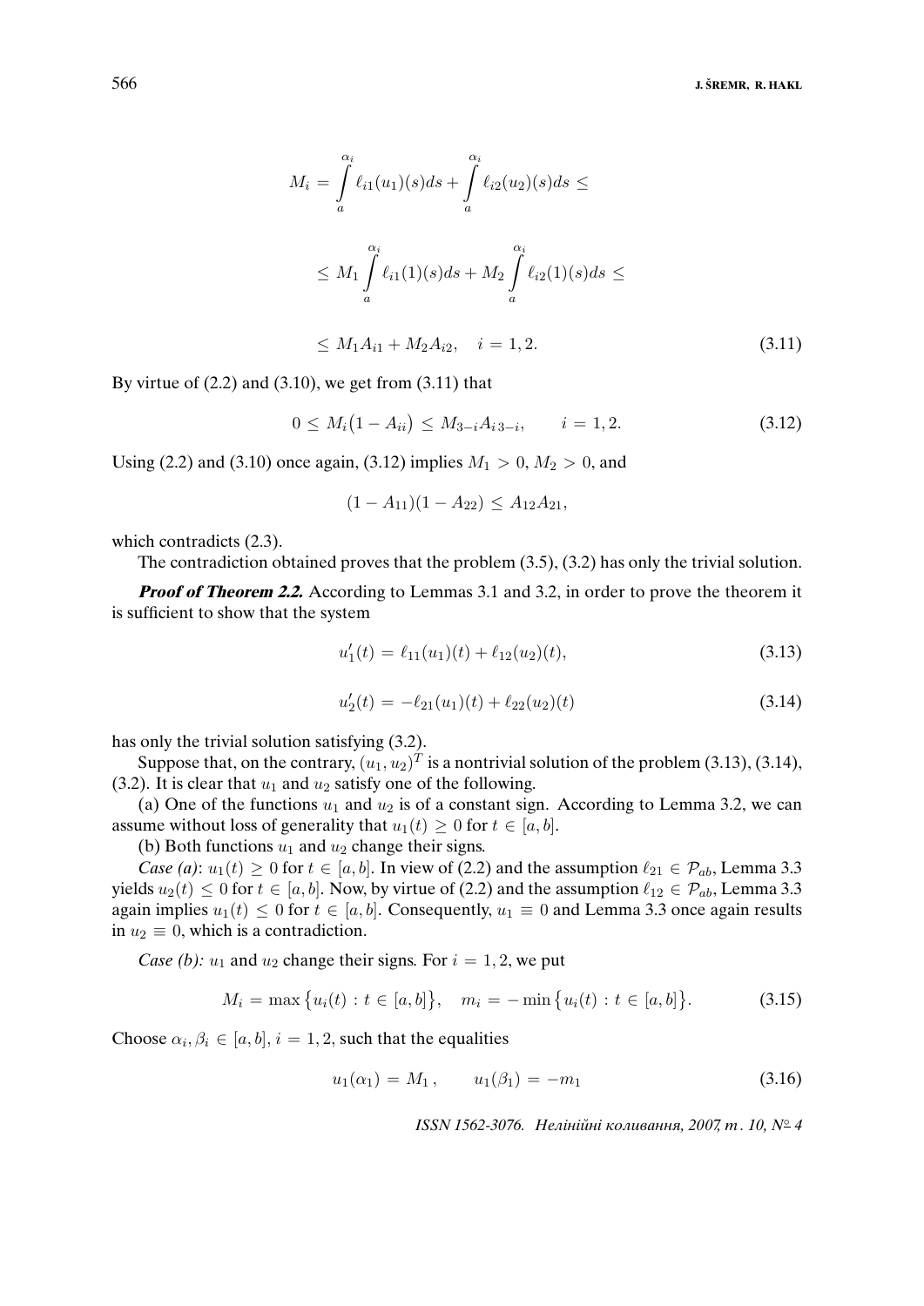$$
\begin{aligned}
M_i &= \int_a^{\alpha_i} \ell_{i1}(u_1)(s)ds + \int_a^{\alpha_i} \ell_{i2}(u_2)(s)ds \leq \\
&\leq M_1 \int_a^{\alpha_i} \ell_{i1}(1)(s)ds + M_2 \int_a^{\alpha_i} \ell_{i2}(1)(s)ds \leq \\
&\leq M_1 A_{i1} + M_2 A_{i2}, \quad i = 1, 2.
\end{aligned} \tag{3.11}
$$

By virtue of (2.2) and (3.10), we get from (3.11) that

$$
0 \leq M_i\big(1 - A_{ii}\big) \leq M_{3-i} A_{i\,3-i}, \qquad i = 1, 2. \tag{3.12}
$$

Using (2.2) and (3.10) once again, (3.12) implies $M_1 > 0$, $M_2 > 0$, and

$$
(1 - A_{11})(1 - A_{22}) \leq A_{12} A_{21},
$$

which contradicts (2.3).

The contradiction obtained proves that the problem (3.5), (3.2) has only the trivial solution.

***Proof of Theorem 2.2.*** According to Lemmas 3.1 and 3.2, in order to prove the theorem it is sufficient to show that the system

$$
u_1'(t) = \ell_{11}(u_1)(t) + \ell_{12}(u_2)(t), \tag{3.13}
$$

$$
u_2'(t) = -\ell_{21}(u_1)(t) + \ell_{22}(u_2)(t) \tag{3.14}
$$

has only the trivial solution satisfying (3.2).

Suppose that, on the contrary, $(u_1, u_2)^T$ is a nontrivial solution of the problem (3.13), (3.14), (3.2). It is clear that $u_1$ and $u_2$ satisfy one of the following.

(a) One of the functions $u_1$ and $u_2$ is of a constant sign. According to Lemma 3.2, we can assume without loss of generality that $u_1(t) \geq 0$ for $t \in [a, b]$.

(b) Both functions $u_1$ and $u_2$ change their signs.

*Case (a)*: $u_1(t) \geq 0$ for $t \in [a, b]$. In view of (2.2) and the assumption $\ell_{21} \in \mathcal{P}_{ab}$, Lemma 3.3 yields $u_2(t) \leq 0$ for $t \in [a, b]$. Now, by virtue of (2.2) and the assumption $\ell_{12} \in \mathcal{P}_{ab}$, Lemma 3.3 again implies $u_1(t) \leq 0$ for $t \in [a, b]$. Consequently, $u_1 \equiv 0$ and Lemma 3.3 once again results in $u_2 \equiv 0$, which is a contradiction.

*Case (b):* $u_1$ and $u_2$ change their signs. For $i = 1, 2$, we put

$$
M_i = \max\big\{u_i(t) : t \in [a, b]\big\}, \quad m_i = -\min\big\{u_i(t) : t \in [a, b]\big\}. \tag{3.15}
$$

Choose $\alpha_i, \beta_i \in [a, b]$, $i = 1, 2$, such that the equalities

$$
u_1(\alpha_1) = M_1\,, \qquad u_1(\beta_1) = -m_1 \tag{3.16}
$$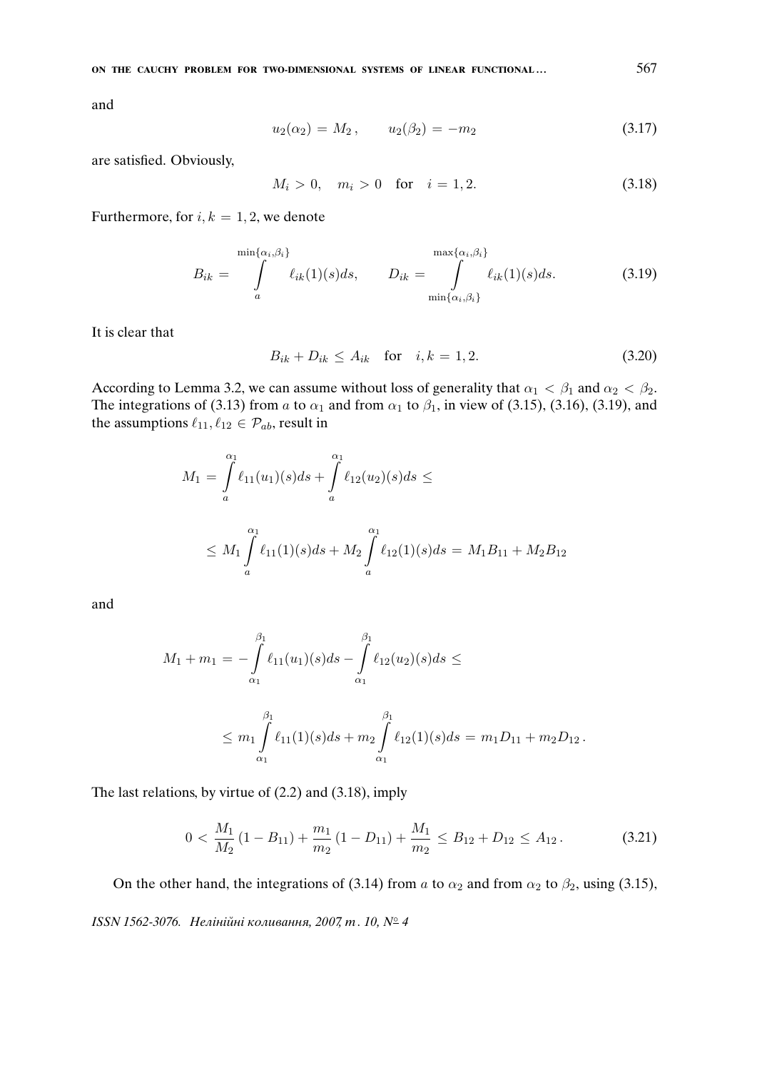and

$$u_2(\alpha_2) = M_2 , \qquad u_2(\beta_2) = -m_2 \tag{3.17}$$

are satisfied. Obviously,

$$M_i > 0, \quad m_i > 0 \quad \text{for} \quad i = 1, 2. \tag{3.18}$$

Furthermore, for $i, k = 1, 2$, we denote

$$B_{ik} = \int\limits_{a}^{\min\{\alpha_i,\beta_i\}} \ell_{ik}(1)(s)ds, \qquad D_{ik} = \int\limits_{\min\{\alpha_i,\beta_i\}}^{\max\{\alpha_i,\beta_i\}} \ell_{ik}(1)(s)ds. \tag{3.19}$$

It is clear that

$$B_{ik} + D_{ik} \leq A_{ik} \quad \text{for} \quad i, k = 1, 2. \tag{3.20}$$

According to Lemma 3.2, we can assume without loss of generality that $\alpha_1 < \beta_1$ and $\alpha_2 < \beta_2$. The integrations of (3.13) from $a$ to $\alpha_1$ and from $\alpha_1$ to $\beta_1$, in view of (3.15), (3.16), (3.19), and the assumptions $\ell_{11}, \ell_{12} \in \mathcal{P}_{ab}$, result in

$$M_1 = \int\limits_{a}^{\alpha_1} \ell_{11}(u_1)(s)ds + \int\limits_{a}^{\alpha_1} \ell_{12}(u_2)(s)ds \leq$$

$$\leq M_1 \int\limits_{a}^{\alpha_1} \ell_{11}(1)(s)ds + M_2 \int\limits_{a}^{\alpha_1} \ell_{12}(1)(s)ds = M_1 B_{11} + M_2 B_{12}$$

and

$$M_1 + m_1 = -\int\limits_{\alpha_1}^{\beta_1} \ell_{11}(u_1)(s)ds - \int\limits_{\alpha_1}^{\beta_1} \ell_{12}(u_2)(s)ds \leq$$

$$\leq m_1 \int\limits_{\alpha_1}^{\beta_1} \ell_{11}(1)(s)ds + m_2 \int\limits_{\alpha_1}^{\beta_1} \ell_{12}(1)(s)ds = m_1 D_{11} + m_2 D_{12} .$$

The last relations, by virtue of (2.2) and (3.18), imply

$$0 < \frac{M_1}{M_2}(1 - B_{11}) + \frac{m_1}{m_2}(1 - D_{11}) + \frac{M_1}{m_2} \leq B_{12} + D_{12} \leq A_{12} . \tag{3.21}$$

On the other hand, the integrations of (3.14) from $a$ to $\alpha_2$ and from $\alpha_2$ to $\beta_2$, using (3.15),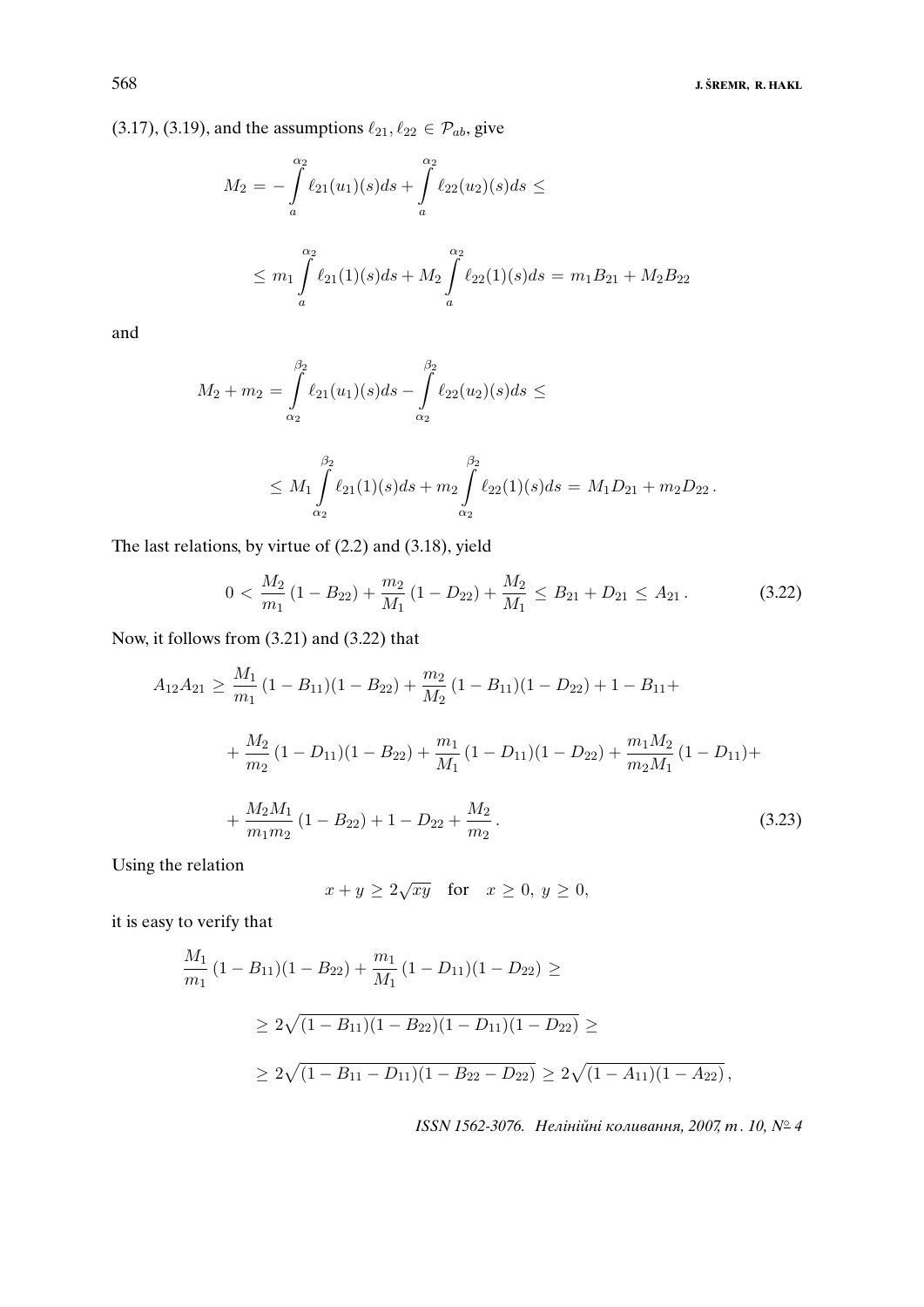(3.17), (3.19), and the assumptions $\ell_{21}, \ell_{22} \in \mathcal{P}_{ab}$, give

$$M_2 = -\int\limits_a^{\alpha_2} \ell_{21}(u_1)(s)ds + \int\limits_a^{\alpha_2} \ell_{22}(u_2)(s)ds \le$$

$$\le m_1 \int\limits_a^{\alpha_2} \ell_{21}(1)(s)ds + M_2 \int\limits_a^{\alpha_2} \ell_{22}(1)(s)ds = m_1 B_{21} + M_2 B_{22}$$

and

$$M_2 + m_2 = \int\limits_{\alpha_2}^{\beta_2} \ell_{21}(u_1)(s)ds - \int\limits_{\alpha_2}^{\beta_2} \ell_{22}(u_2)(s)ds \le$$

$$\le M_1 \int\limits_{\alpha_2}^{\beta_2} \ell_{21}(1)(s)ds + m_2 \int\limits_{\alpha_2}^{\beta_2} \ell_{22}(1)(s)ds = M_1 D_{21} + m_2 D_{22}\,.$$

The last relations, by virtue of (2.2) and (3.18), yield

$$0 < \frac{M_2}{m_1}(1 - B_{22}) + \frac{m_2}{M_1}(1 - D_{22}) + \frac{M_2}{M_1} \le B_{21} + D_{21} \le A_{21}\,. \tag{3.22}$$

Now, it follows from (3.21) and (3.22) that

$$\begin{aligned}
A_{12}A_{21} \ge{}& \frac{M_1}{m_1}(1 - B_{11})(1 - B_{22}) + \frac{m_2}{M_2}(1 - B_{11})(1 - D_{22}) + 1 - B_{11} + \\
&+ \frac{M_2}{m_2}(1 - D_{11})(1 - B_{22}) + \frac{m_1}{M_1}(1 - D_{11})(1 - D_{22}) + \frac{m_1 M_2}{m_2 M_1}(1 - D_{11}) + \\
&+ \frac{M_2 M_1}{m_1 m_2}(1 - B_{22}) + 1 - D_{22} + \frac{M_2}{m_2}\,.
\end{aligned} \tag{3.23}$$

Using the relation

$$x + y \ge 2\sqrt{xy} \quad \text{for} \quad x \ge 0,\ y \ge 0,$$

it is easy to verify that

$$\begin{aligned}
&\frac{M_1}{m_1}(1 - B_{11})(1 - B_{22}) + \frac{m_1}{M_1}(1 - D_{11})(1 - D_{22}) \ge \\
&\ge 2\sqrt{(1 - B_{11})(1 - B_{22})(1 - D_{11})(1 - D_{22})} \ge \\
&\ge 2\sqrt{(1 - B_{11} - D_{11})(1 - B_{22} - D_{22})} \ge 2\sqrt{(1 - A_{11})(1 - A_{22})}\,,
\end{aligned}$$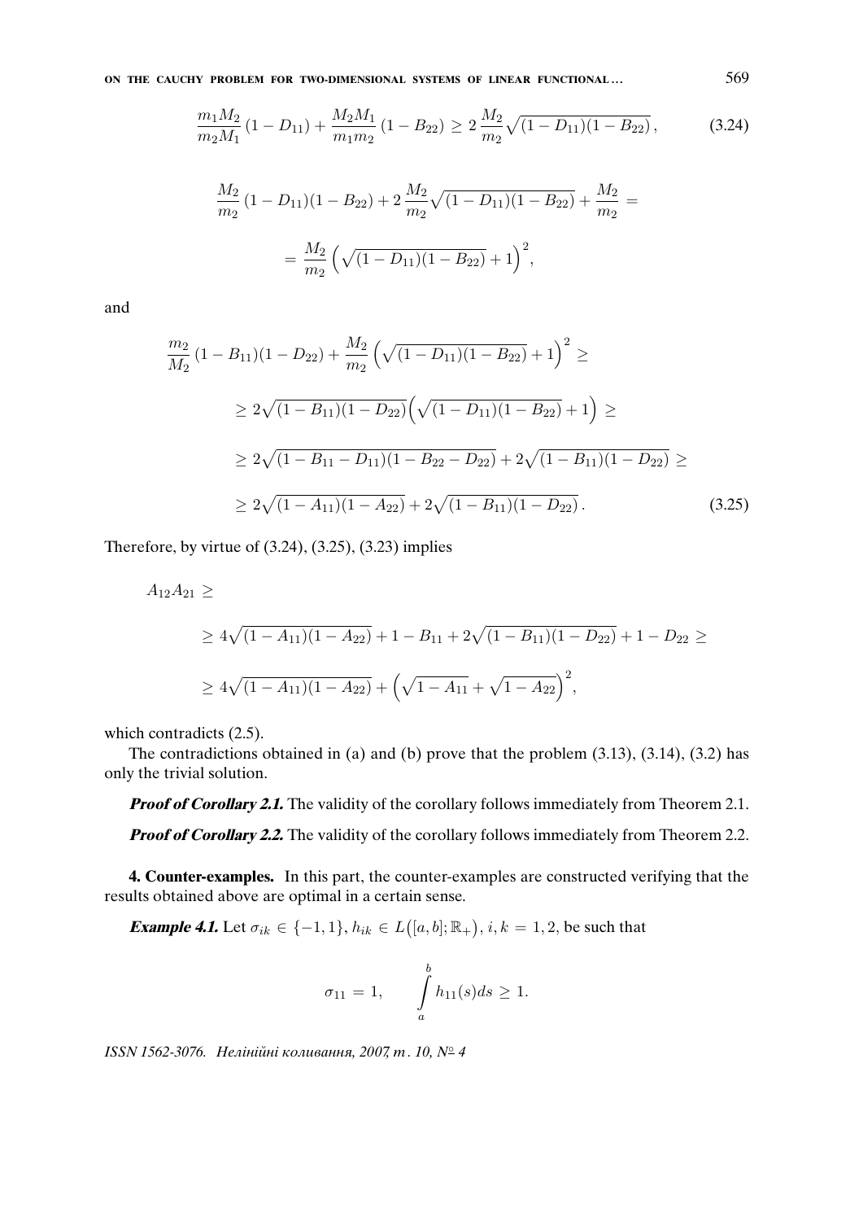$$\frac{m_1 M_2}{m_2 M_1}(1-D_{11}) + \frac{M_2 M_1}{m_1 m_2}(1-B_{22}) \geq 2\,\frac{M_2}{m_2}\sqrt{(1-D_{11})(1-B_{22})}\,, \tag{3.24}$$

$$\frac{M_2}{m_2}(1-D_{11})(1-B_{22}) + 2\,\frac{M_2}{m_2}\sqrt{(1-D_{11})(1-B_{22})} + \frac{M_2}{m_2} =$$

$$= \frac{M_2}{m_2}\left(\sqrt{(1-D_{11})(1-B_{22})}+1\right)^2,$$

and

$$\frac{m_2}{M_2}(1-B_{11})(1-D_{22}) + \frac{M_2}{m_2}\left(\sqrt{(1-D_{11})(1-B_{22})}+1\right)^2 \geq$$

$$\geq 2\sqrt{(1-B_{11})(1-D_{22})}\left(\sqrt{(1-D_{11})(1-B_{22})}+1\right) \geq$$

$$\geq 2\sqrt{(1-B_{11}-D_{11})(1-B_{22}-D_{22})} + 2\sqrt{(1-B_{11})(1-D_{22})} \geq$$

$$\geq 2\sqrt{(1-A_{11})(1-A_{22})} + 2\sqrt{(1-B_{11})(1-D_{22})}\,. \tag{3.25}$$

Therefore, by virtue of (3.24), (3.25), (3.23) implies

$$A_{12}A_{21} \geq$$

$$\geq 4\sqrt{(1-A_{11})(1-A_{22})} + 1 - B_{11} + 2\sqrt{(1-B_{11})(1-D_{22})} + 1 - D_{22} \geq$$

$$\geq 4\sqrt{(1-A_{11})(1-A_{22})} + \left(\sqrt{1-A_{11}}+\sqrt{1-A_{22}}\right)^2,$$

which contradicts (2.5).

The contradictions obtained in (a) and (b) prove that the problem (3.13), (3.14), (3.2) has only the trivial solution.

***Proof of Corollary 2.1.*** The validity of the corollary follows immediately from Theorem 2.1.

***Proof of Corollary 2.2.*** The validity of the corollary follows immediately from Theorem 2.2.

**4. Counter-examples.** In this part, the counter-examples are constructed verifying that the results obtained above are optimal in a certain sense.

***Example 4.1.*** Let $\sigma_{ik} \in \{-1, 1\}$, $h_{ik} \in L([a,b];\mathbb{R}_+)$, $i,k = 1,2$, be such that

$$\sigma_{11} = 1, \qquad \int_a^b h_{11}(s)ds \geq 1.$$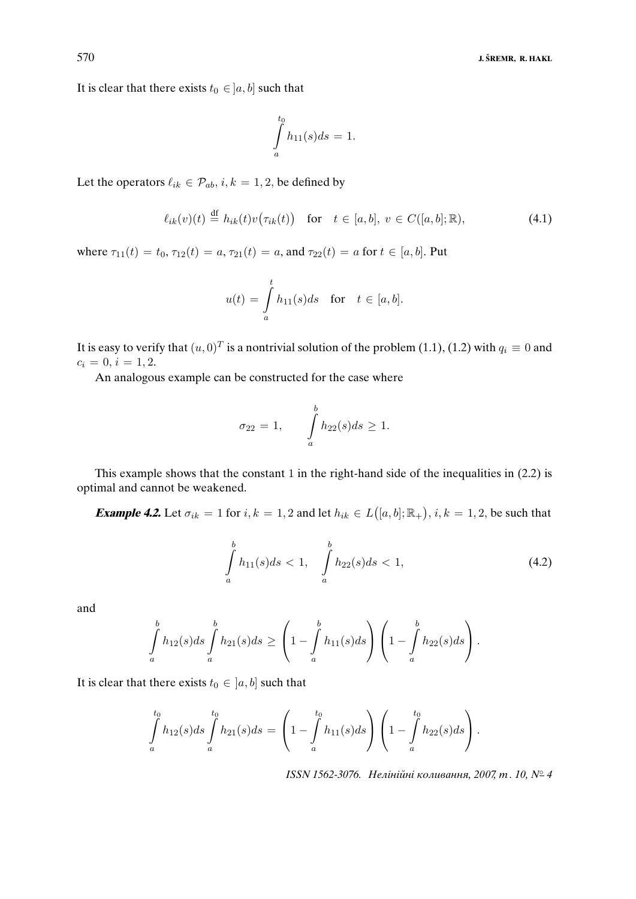It is clear that there exists $t_0 \in ]a, b]$ such that

$$\int_a^{t_0} h_{11}(s)ds = 1.$$

Let the operators $\ell_{ik} \in \mathcal{P}_{ab}$, $i, k = 1, 2$, be defined by

$$\ell_{ik}(v)(t) \stackrel{\text{df}}{=} h_{ik}(t)v\big(\tau_{ik}(t)\big) \quad \text{for} \quad t \in [a, b],\ v \in C([a, b]; \mathbb{R}), \tag{4.1}$$

where $\tau_{11}(t) = t_0$, $\tau_{12}(t) = a$, $\tau_{21}(t) = a$, and $\tau_{22}(t) = a$ for $t \in [a, b]$. Put

$$u(t) = \int_a^t h_{11}(s)ds \quad \text{for} \quad t \in [a, b].$$

It is easy to verify that $(u, 0)^T$ is a nontrivial solution of the problem (1.1), (1.2) with $q_i \equiv 0$ and $c_i = 0$, $i = 1, 2$.

An analogous example can be constructed for the case where

$$\sigma_{22} = 1, \qquad \int_a^b h_{22}(s)ds \geq 1.$$

This example shows that the constant 1 in the right-hand side of the inequalities in (2.2) is optimal and cannot be weakened.

***Example 4.2.*** Let $\sigma_{ik} = 1$ for $i, k = 1, 2$ and let $h_{ik} \in L\big([a, b]; \mathbb{R}_+\big)$, $i, k = 1, 2$, be such that

$$\int_a^b h_{11}(s)ds < 1, \quad \int_a^b h_{22}(s)ds < 1, \tag{4.2}$$

and

$$\int_a^b h_{12}(s)ds \int_a^b h_{21}(s)ds \geq \left(1 - \int_a^b h_{11}(s)ds\right)\left(1 - \int_a^b h_{22}(s)ds\right).$$

It is clear that there exists $t_0 \in ]a, b]$ such that

$$\int_a^{t_0} h_{12}(s)ds \int_a^{t_0} h_{21}(s)ds = \left(1 - \int_a^{t_0} h_{11}(s)ds\right)\left(1 - \int_a^{t_0} h_{22}(s)ds\right).$$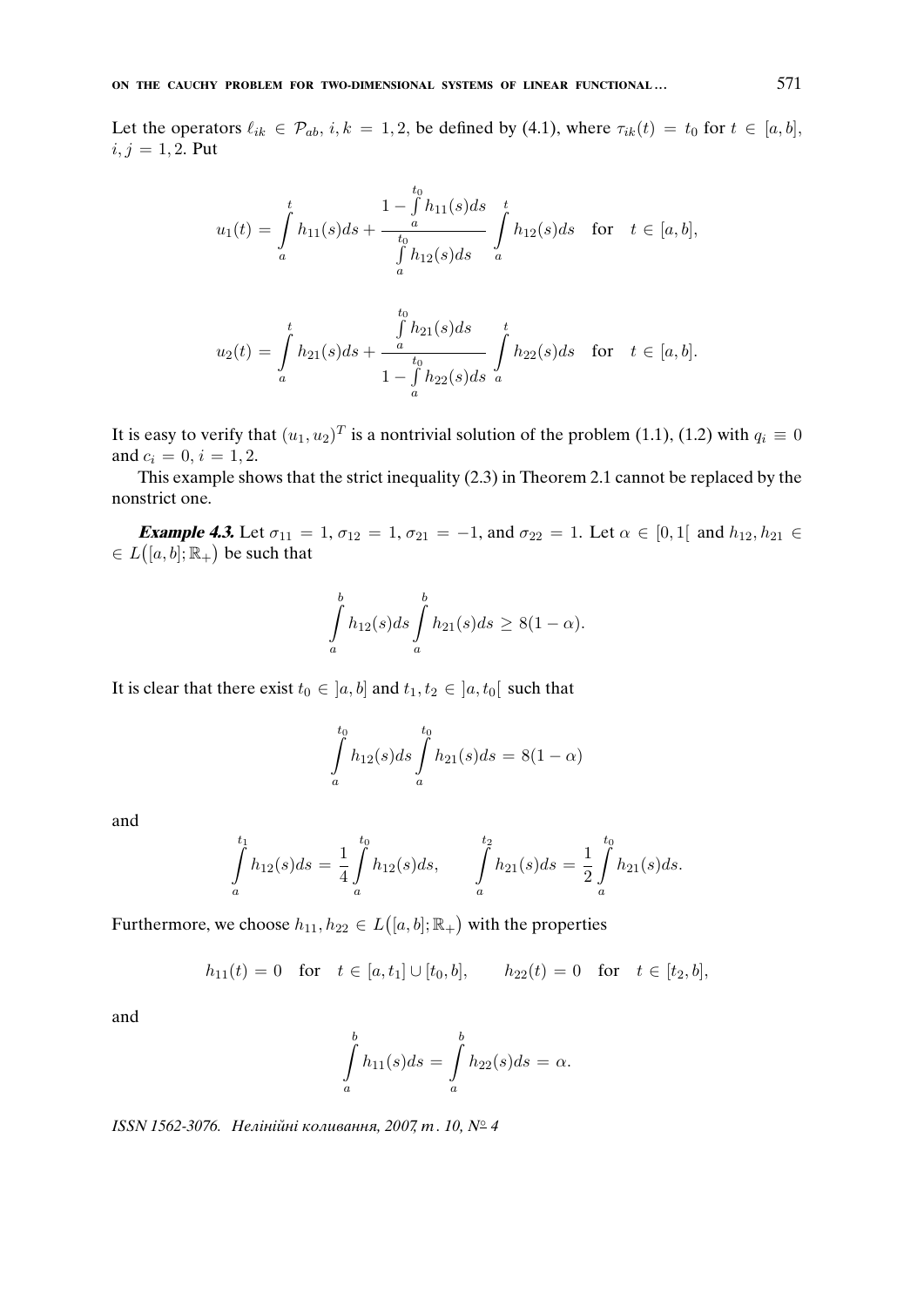Let the operators $\ell_{ik} \in \mathcal{P}_{ab}$, $i, k = 1, 2$, be defined by (4.1), where $\tau_{ik}(t) = t_0$ for $t \in [a, b]$, $i, j = 1, 2$. Put

$$u_1(t) = \int_a^t h_{11}(s)ds + \frac{1 - \int_a^{t_0} h_{11}(s)ds}{\int_a^{t_0} h_{12}(s)ds} \int_a^t h_{12}(s)ds \quad \text{for} \quad t \in [a, b],$$

$$u_2(t) = \int_a^t h_{21}(s)ds + \frac{\int_a^{t_0} h_{21}(s)ds}{1 - \int_a^{t_0} h_{22}(s)ds} \int_a^t h_{22}(s)ds \quad \text{for} \quad t \in [a, b].$$

It is easy to verify that $(u_1, u_2)^T$ is a nontrivial solution of the problem (1.1), (1.2) with $q_i \equiv 0$ and $c_i = 0$, $i = 1, 2$.

This example shows that the strict inequality (2.3) in Theorem 2.1 cannot be replaced by the nonstrict one.

***Example 4.3.*** Let $\sigma_{11} = 1$, $\sigma_{12} = 1$, $\sigma_{21} = -1$, and $\sigma_{22} = 1$. Let $\alpha \in [0, 1[$ and $h_{12}, h_{21} \in L([a, b]; \mathbb{R}_+)$ be such that

$$\int_a^b h_{12}(s)ds \int_a^b h_{21}(s)ds \geq 8(1 - \alpha).$$

It is clear that there exist $t_0 \in ]a, b]$ and $t_1, t_2 \in ]a, t_0[$ such that

$$\int_a^{t_0} h_{12}(s)ds \int_a^{t_0} h_{21}(s)ds = 8(1 - \alpha)$$

and

$$\int_a^{t_1} h_{12}(s)ds = \frac{1}{4} \int_a^{t_0} h_{12}(s)ds, \qquad \int_a^{t_2} h_{21}(s)ds = \frac{1}{2} \int_a^{t_0} h_{21}(s)ds.$$

Furthermore, we choose $h_{11}, h_{22} \in L([a, b]; \mathbb{R}_+)$ with the properties

$$h_{11}(t) = 0 \quad \text{for} \quad t \in [a, t_1] \cup [t_0, b], \qquad h_{22}(t) = 0 \quad \text{for} \quad t \in [t_2, b],$$

and

$$\int_a^b h_{11}(s)ds = \int_a^b h_{22}(s)ds = \alpha.$$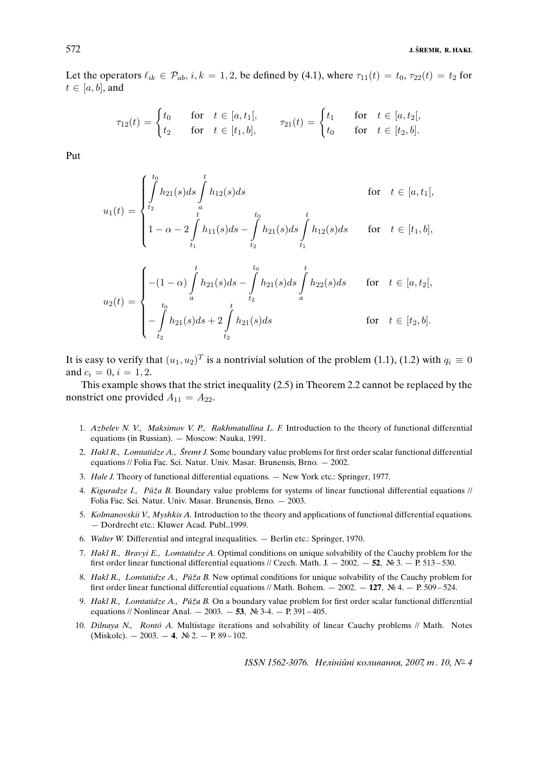Let the operators $\ell_{ik} \in \mathcal{P}_{ab}$, $i, k = 1, 2$, be defined by (4.1), where $\tau_{11}(t) = t_0$, $\tau_{22}(t) = t_2$ for $t \in [a, b]$, and

$$\tau_{12}(t) = \begin{cases} t_0 & \text{for} \quad t \in [a, t_1[, \\ t_2 & \text{for} \quad t \in [t_1, b], \end{cases} \qquad \tau_{21}(t) = \begin{cases} t_1 & \text{for} \quad t \in [a, t_2[, \\ t_0 & \text{for} \quad t \in [t_2, b]. \end{cases}$$

Put

$$u_1(t) = \begin{cases} \int\limits_{t_2}^{t_0} h_{21}(s)ds \int\limits_{a}^{t} h_{12}(s)ds & \text{for} \quad t \in [a, t_1[, \\ 1 - \alpha - 2\int\limits_{t_1}^{t} h_{11}(s)ds - \int\limits_{t_2}^{t_0} h_{21}(s)ds \int\limits_{t_1}^{t} h_{12}(s)ds & \text{for} \quad t \in [t_1, b], \end{cases}$$

$$u_2(t) = \begin{cases} -(1-\alpha)\int\limits_{a}^{t} h_{21}(s)ds - \int\limits_{t_2}^{t_0} h_{21}(s)ds \int\limits_{a}^{t} h_{22}(s)ds & \text{for} \quad t \in [a, t_2[, \\ -\int\limits_{t_2}^{t_0} h_{21}(s)ds + 2\int\limits_{t_2}^{t} h_{21}(s)ds & \text{for} \quad t \in [t_2, b]. \end{cases}$$

It is easy to verify that $(u_1, u_2)^T$ is a nontrivial solution of the problem (1.1), (1.2) with $q_i \equiv 0$ and $c_i = 0$, $i = 1, 2$.

This example shows that the strict inequality (2.5) in Theorem 2.2 cannot be replaced by the nonstrict one provided $A_{11} = A_{22}$.

1. *Azbelev N. V., Maksimov V. P., Rakhmatullina L. F.* Introduction to the theory of functional differential equations (in Russian). — Moscow: Nauka, 1991.
2. *Hakl R., Lomtatidze A., Šremr J.* Some boundary value problems for first order scalar functional differential equations // Folia Fac. Sci. Natur. Univ. Masar. Brunensis, Brno. — 2002.
3. *Hale J.* Theory of functional differential equations. — New York etc.: Springer, 1977.
4. *Kiguradze I., Půža B.* Boundary value problems for systems of linear functional differential equations // Folia Fac. Sci. Natur. Univ. Masar. Brunensis, Brno. — 2003.
5. *Kolmanovskii V., Myshkis A.* Introduction to the theory and applications of functional differential equations. — Dordrecht etc.: Kluwer Acad. Publ.,1999.
6. *Walter W.* Differential and integral inequalities. — Berlin etc.: Springer, 1970.
7. *Hakl R., Bravyi E., Lomtatidze A.* Optimal conditions on unique solvability of the Cauchy problem for the first order linear functional differential equations // Czech. Math. J. — 2002. — **52**, № 3. — P. 513–530.
8. *Hakl R., Lomtatidze A., Půža B.* New optimal conditions for unique solvability of the Cauchy problem for first order linear functional differential equations // Math. Bohem. — 2002. — **127**, № 4. — P. 509–524.
9. *Hakl R., Lomtatidze A., Půža B.* On a boundary value problem for first order scalar functional differential equations // Nonlinear Anal. — 2003. — **53**, № 3-4. — P. 391–405.
10. *Dilnaya N., Rontó A.* Multistage iterations and solvability of linear Cauchy problems // Math. Notes (Miskolc). — 2003. — **4**, № 2. — P. 89–102.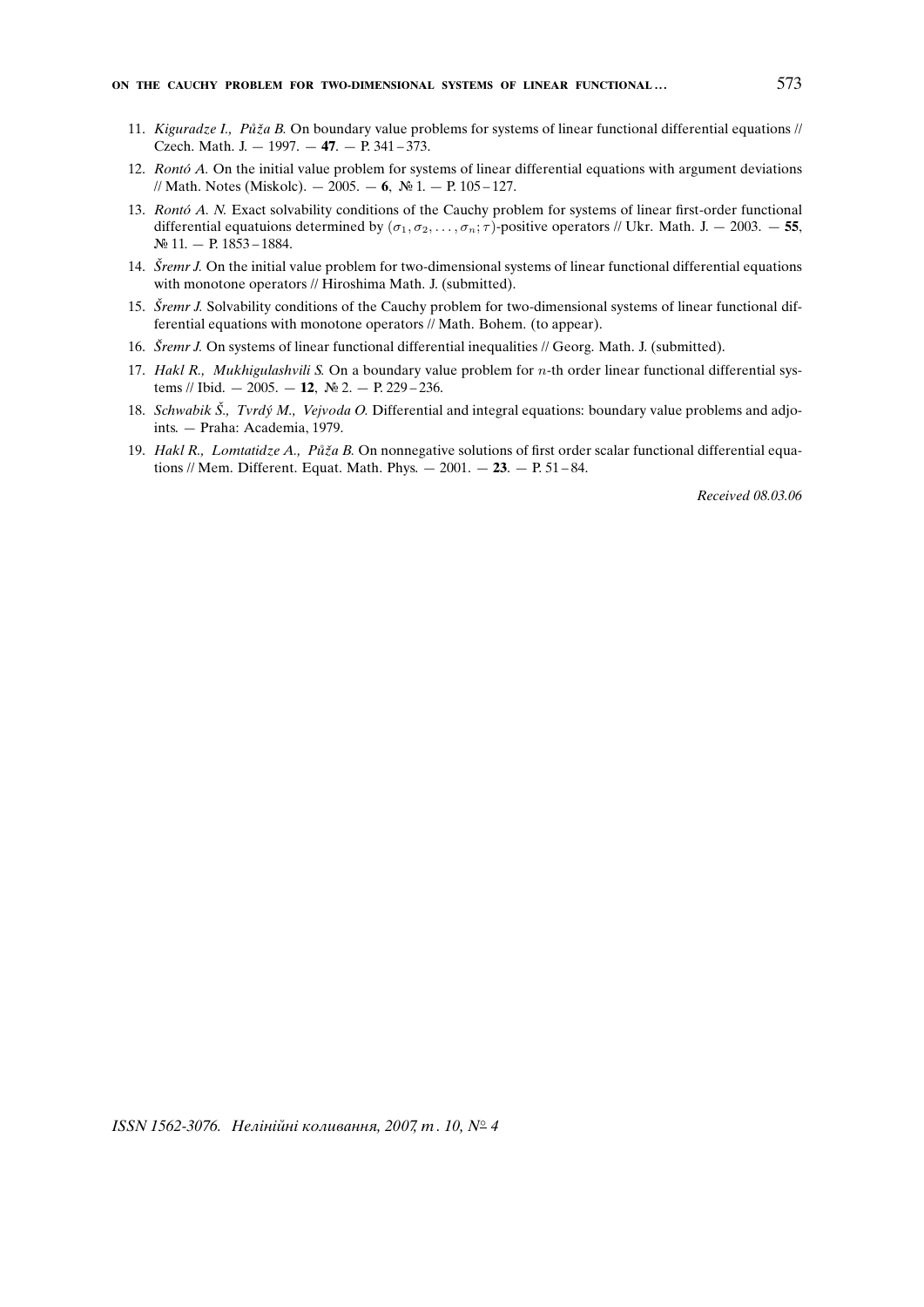11. *Kiguradze I., Půža B.* On boundary value problems for systems of linear functional differential equations // Czech. Math. J. — 1997. — **47**. — P. 341 – 373.
12. *Rontó A.* On the initial value problem for systems of linear differential equations with argument deviations // Math. Notes (Miskolc). — 2005. — **6**, № 1. — P. 105 – 127.
13. *Rontó A. N.* Exact solvability conditions of the Cauchy problem for systems of linear first-order functional differential equatuions determined by $(\sigma_1, \sigma_2, \ldots, \sigma_n; \tau)$-positive operators // Ukr. Math. J. — 2003. — **55**, № 11. — P. 1853 – 1884.
14. *Šremr J.* On the initial value problem for two-dimensional systems of linear functional differential equations with monotone operators // Hiroshima Math. J. (submitted).
15. *Šremr J.* Solvability conditions of the Cauchy problem for two-dimensional systems of linear functional differential equations with monotone operators // Math. Bohem. (to appear).
16. *Šremr J.* On systems of linear functional differential inequalities // Georg. Math. J. (submitted).
17. *Hakl R., Mukhigulashvili S.* On a boundary value problem for $n$-th order linear functional differential systems // Ibid. — 2005. — **12**, № 2. — P. 229 – 236.
18. *Schwabik Š., Tvrdý M., Vejvoda O.* Differential and integral equations: boundary value problems and adjoints. — Praha: Academia, 1979.
19. *Hakl R., Lomtatidze A., Půža B.* On nonnegative solutions of first order scalar functional differential equations // Mem. Different. Equat. Math. Phys. — 2001. — **23**. — P. 51 – 84.

*Received 08.03.06*